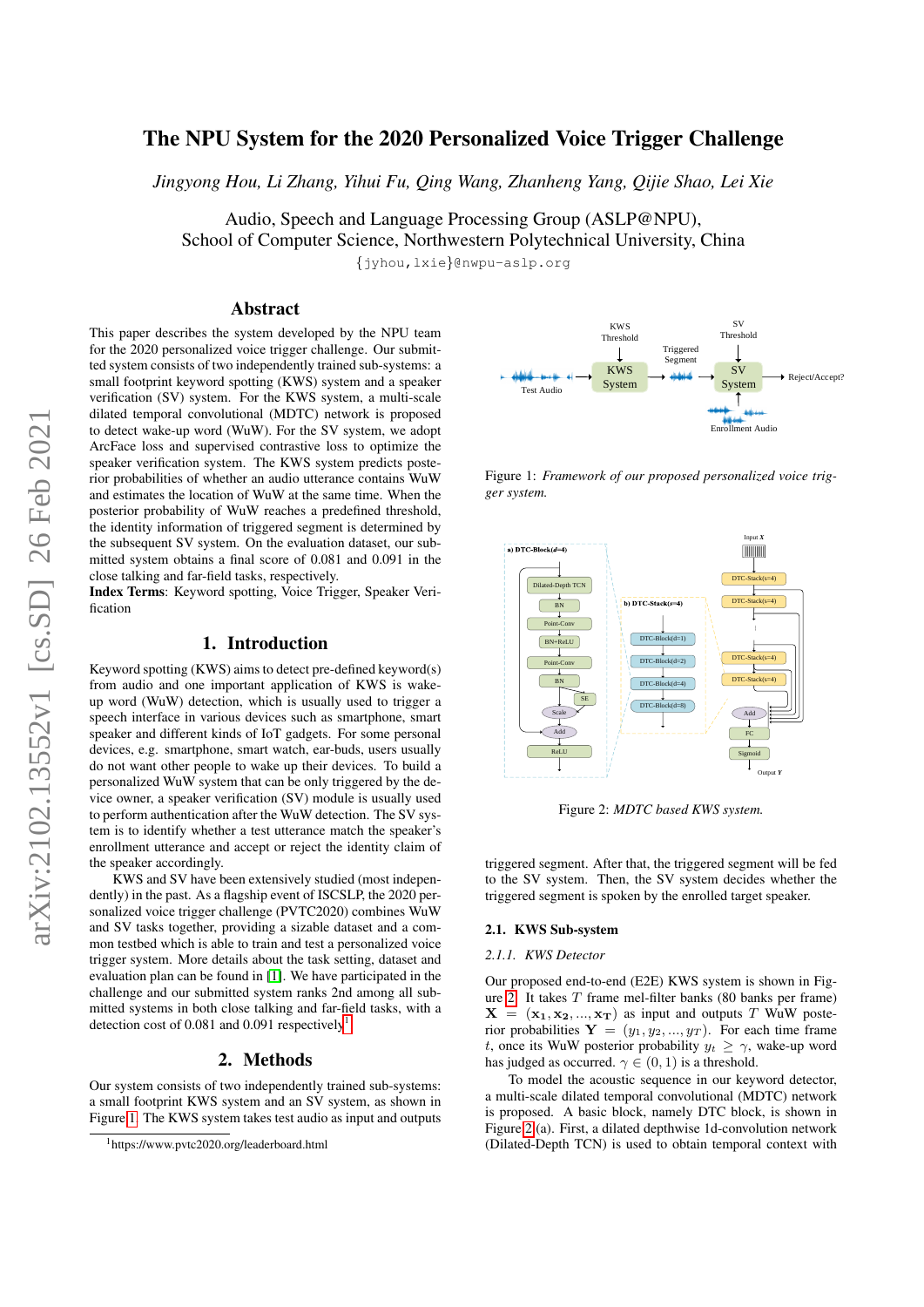# The NPU System for the 2020 Personalized Voice Trigger Challenge

*Jingyong Hou, Li Zhang, Yihui Fu, Qing Wang, Zhanheng Yang, Qijie Shao, Lei Xie*

Audio, Speech and Language Processing Group (ASLP@NPU),
School of Computer Science, Northwestern Polytechnical University, China

{jyhou,lxie}@nwpu-aslp.org

## Abstract

This paper describes the system developed by the NPU team for the 2020 personalized voice trigger challenge. Our submitted system consists of two independently trained sub-systems: a small footprint keyword spotting (KWS) system and a speaker verification (SV) system. For the KWS system, a multi-scale dilated temporal convolutional (MDTC) network is proposed to detect wake-up word (WuW). For the SV system, we adopt ArcFace loss and supervised contrastive loss to optimize the speaker verification system. The KWS system predicts posterior probabilities of whether an audio utterance contains WuW and estimates the location of WuW at the same time. When the posterior probability of WuW reaches a predefined threshold, the identity information of triggered segment is determined by the subsequent SV system. On the evaluation dataset, our submitted system obtains a final score of 0.081 and 0.091 in the close talking and far-field tasks, respectively.

**Index Terms**: Keyword spotting, Voice Trigger, Speaker Verification

## 1. Introduction

Keyword spotting (KWS) aims to detect pre-defined keyword(s) from audio and one important application of KWS is wake-up word (WuW) detection, which is usually used to trigger a speech interface in various devices such as smartphone, smart speaker and different kinds of IoT gadgets. For some personal devices, e.g. smartphone, smart watch, ear-buds, users usually do not want other people to wake up their devices. To build a personalized WuW system that can be only triggered by the device owner, a speaker verification (SV) module is usually used to perform authentication after the WuW detection. The SV system is to identify whether a test utterance match the speaker's enrollment utterance and accept or reject the identity claim of the speaker accordingly.

KWS and SV have been extensively studied (most independently) in the past. As a flagship event of ISCSLP, the 2020 personalized voice trigger challenge (PVTC2020) combines WuW and SV tasks together, providing a sizable dataset and a common testbed which is able to train and test a personalized voice trigger system. More details about the task setting, dataset and evaluation plan can be found in [1]. We have participated in the challenge and our submitted system ranks 2nd among all submitted systems in both close talking and far-field tasks, with a detection cost of 0.081 and 0.091 respectively[1].

## 2. Methods

Our system consists of two independently trained sub-systems: a small footprint KWS system and an SV system, as shown in Figure 1. The KWS system takes test audio as input and outputs triggered segment. After that, the triggered segment will be fed to the SV system. Then, the SV system decides whether the triggered segment is spoken by the enrolled target speaker.

Figure 1: *Framework of our proposed personalized voice trigger system.*

Figure 2: *MDTC based KWS system.*

### 2.1. KWS Sub-system

#### 2.1.1. KWS Detector

Our proposed end-to-end (E2E) KWS system is shown in Figure 2. It takes $T$ frame mel-filter banks (80 banks per frame) $\mathbf{X} = (\mathbf{x_1}, \mathbf{x_2}, ..., \mathbf{x_T})$ as input and outputs $T$ WuW posterior probabilities $\mathbf{Y} = (y_1, y_2, ..., y_T)$. For each time frame $t$, once its WuW posterior probability $y_t \geq \gamma$, wake-up word has judged as occurred. $\gamma \in (0, 1)$ is a threshold.

To model the acoustic sequence in our keyword detector, a multi-scale dilated temporal convolutional (MDTC) network is proposed. A basic block, namely DTC block, is shown in Figure 2(a). First, a dilated depthwise 1d-convolution network (Dilated-Depth TCN) is used to obtain temporal context with

[1] https://www.pvtc2020.org/leaderboard.html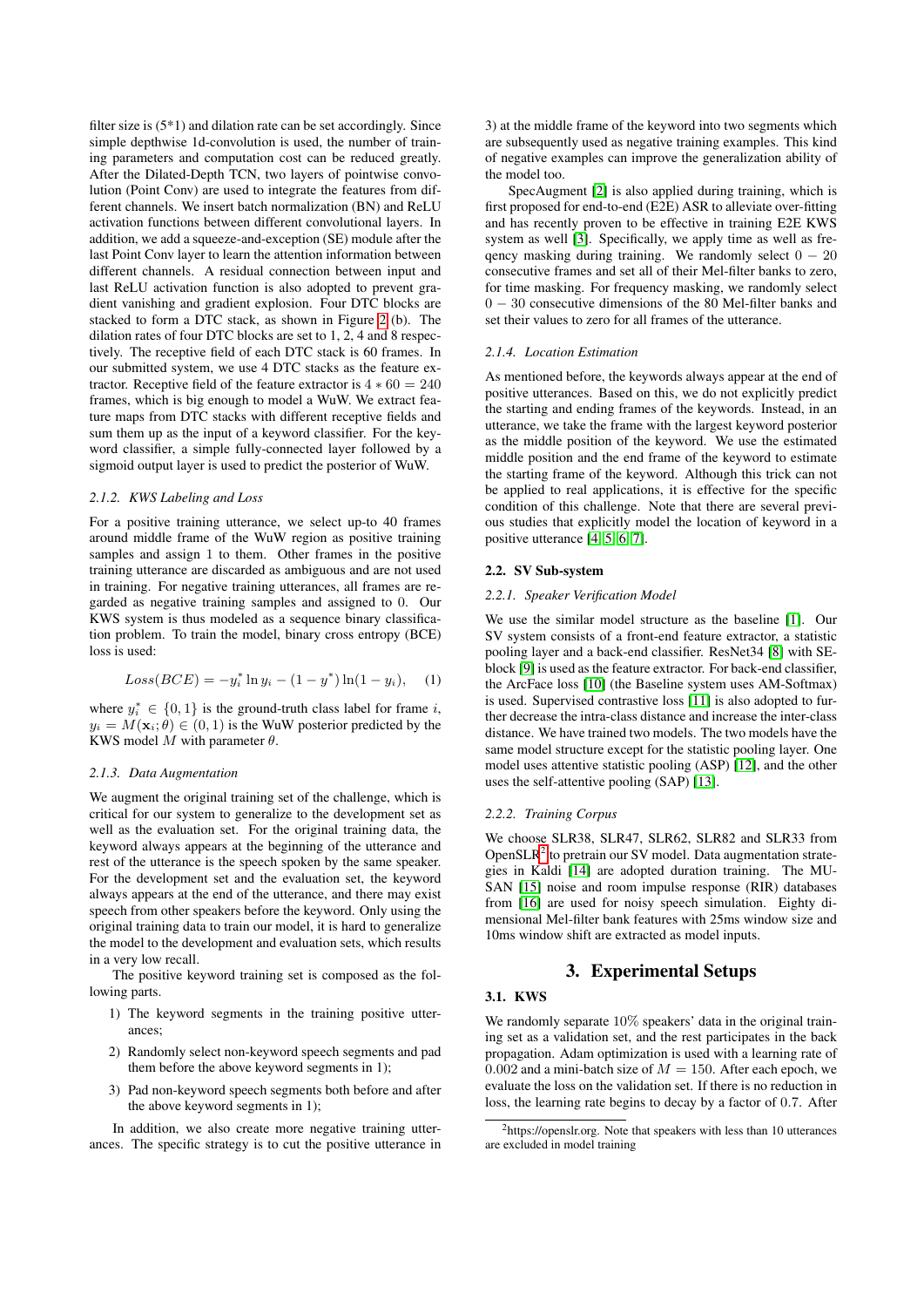filter size is (5*1) and dilation rate can be set accordingly. Since simple depthwise 1d-convolution is used, the number of training parameters and computation cost can be reduced greatly. After the Dilated-Depth TCN, two layers of pointwise convolution (Point Conv) are used to integrate the features from different channels. We insert batch normalization (BN) and ReLU activation functions between different convolutional layers. In addition, we add a squeeze-and-exception (SE) module after the last Point Conv layer to learn the attention information between different channels. A residual connection between input and last ReLU activation function is also adopted to prevent gradient vanishing and gradient explosion. Four DTC blocks are stacked to form a DTC stack, as shown in Figure 2 (b). The dilation rates of four DTC blocks are set to 1, 2, 4 and 8 respectively. The receptive field of each DTC stack is 60 frames. In our submitted system, we use 4 DTC stacks as the feature extractor. Receptive field of the feature extractor is $4 * 60 = 240$ frames, which is big enough to model a WuW. We extract feature maps from DTC stacks with different receptive fields and sum them up as the input of a keyword classifier. For the keyword classifier, a simple fully-connected layer followed by a sigmoid output layer is used to predict the posterior of WuW.

### 2.1.2. KWS Labeling and Loss

For a positive training utterance, we select up-to 40 frames around middle frame of the WuW region as positive training samples and assign 1 to them. Other frames in the positive training utterance are discarded as ambiguous and are not used in training. For negative training utterances, all frames are regarded as negative training samples and assigned to 0. Our KWS system is thus modeled as a sequence binary classification problem. To train the model, binary cross entropy (BCE) loss is used:

$$Loss(BCE) = -y_i^* \ln y_i - (1 - y^*) \ln(1 - y_i), \quad (1)$$

where $y_i^* \in \{0, 1\}$ is the ground-truth class label for frame $i$, $y_i = M(\mathbf{x}_i; \theta) \in (0, 1)$ is the WuW posterior predicted by the KWS model $M$ with parameter $\theta$.

### 2.1.3. Data Augmentation

We augment the original training set of the challenge, which is critical for our system to generalize to the development set as well as the evaluation set. For the original training data, the keyword always appears at the beginning of the utterance and rest of the utterance is the speech spoken by the same speaker. For the development set and the evaluation set, the keyword always appears at the end of the utterance, and there may exist speech from other speakers before the keyword. Only using the original training data to train our model, it is hard to generalize the model to the development and evaluation sets, which results in a very low recall.

The positive keyword training set is composed as the following parts.

1) The keyword segments in the training positive utterances;
2) Randomly select non-keyword speech segments and pad them before the above keyword segments in 1);
3) Pad non-keyword speech segments both before and after the above keyword segments in 1);

In addition, we also create more negative training utterances. The specific strategy is to cut the positive utterance in 3) at the middle frame of the keyword into two segments which are subsequently used as negative training examples. This kind of negative examples can improve the generalization ability of the model too.

SpecAugment [2] is also applied during training, which is first proposed for end-to-end (E2E) ASR to alleviate over-fitting and has recently proven to be effective in training E2E KWS system as well [3]. Specifically, we apply time as well as freqency masking during training. We randomly select $0 - 20$ consecutive frames and set all of their Mel-filter banks to zero, for time masking. For frequency masking, we randomly select $0 - 30$ consecutive dimensions of the 80 Mel-filter banks and set their values to zero for all frames of the utterance.

### 2.1.4. Location Estimation

As mentioned before, the keywords always appear at the end of positive utterances. Based on this, we do not explicitly predict the starting and ending frames of the keywords. Instead, in an utterance, we take the frame with the largest keyword posterior as the middle position of the keyword. We use the estimated middle position and the end frame of the keyword to estimate the starting frame of the keyword. Although this trick can not be applied to real applications, it is effective for the specific condition of this challenge. Note that there are several previous studies that explicitly model the location of keyword in a positive utterance [4, 5, 6, 7].

## 2.2. SV Sub-system

### 2.2.1. Speaker Verification Model

We use the similar model structure as the baseline [1]. Our SV system consists of a front-end feature extractor, a statistic pooling layer and a back-end classifier. ResNet34 [8] with SE-block [9] is used as the feature extractor. For back-end classifier, the ArcFace loss [10] (the Baseline system uses AM-Softmax) is used. Supervised contrastive loss [11] is also adopted to further decrease the intra-class distance and increase the inter-class distance. We have trained two models. The two models have the same model structure except for the statistic pooling layer. One model uses attentive statistic pooling (ASP) [12], and the other uses the self-attentive pooling (SAP) [13].

### 2.2.2. Training Corpus

We choose SLR38, SLR47, SLR62, SLR82 and SLR33 from OpenSLR[2] to pretrain our SV model. Data augmentation strategies in Kaldi [14] are adopted duration training. The MUSAN [15] noise and room impulse response (RIR) databases from [16] are used for noisy speech simulation. Eighty dimensional Mel-filter bank features with 25ms window size and 10ms window shift are extracted as model inputs.

# 3. Experimental Setups

## 3.1. KWS

We randomly separate 10% speakers' data in the original training set as a validation set, and the rest participates in the back propagation. Adam optimization is used with a learning rate of 0.002 and a mini-batch size of $M = 150$. After each epoch, we evaluate the loss on the validation set. If there is no reduction in loss, the learning rate begins to decay by a factor of 0.7. After

[2] https://openslr.org. Note that speakers with less than 10 utterances are excluded in model training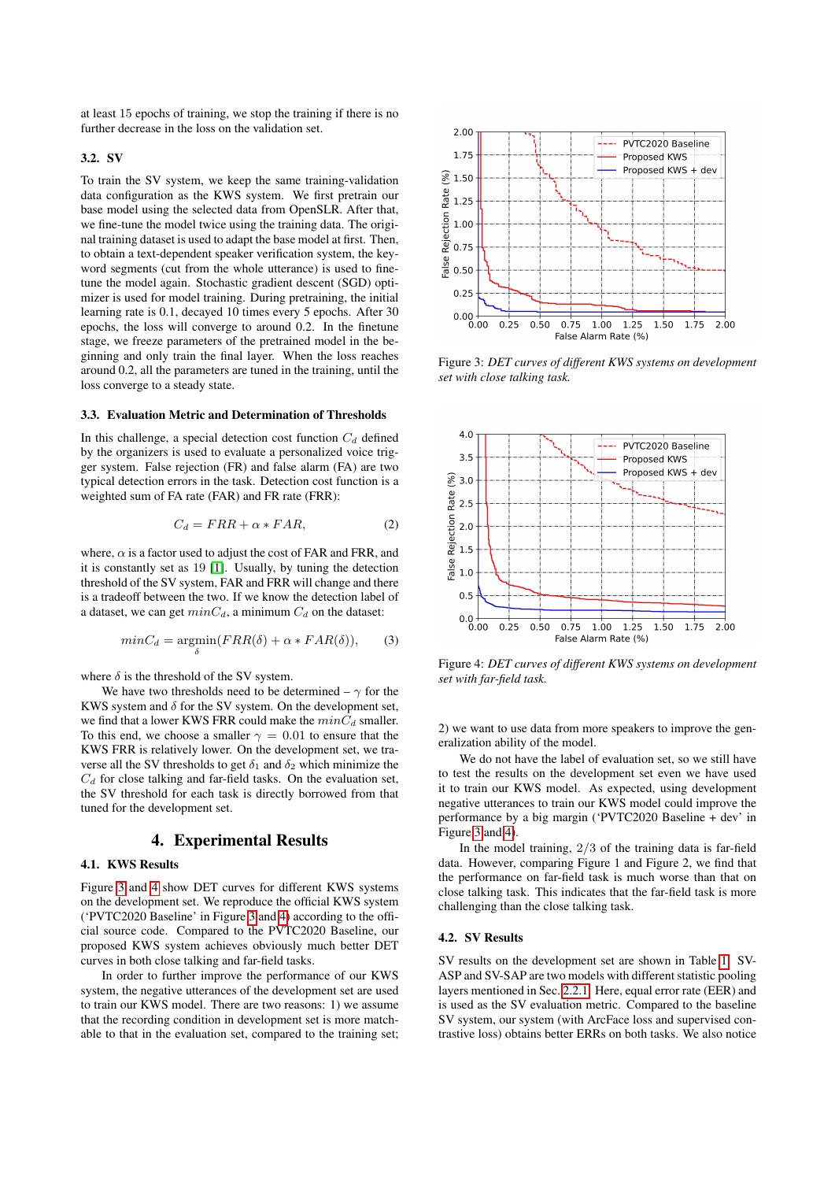at least 15 epochs of training, we stop the training if there is no further decrease in the loss on the validation set.

### 3.2. SV

To train the SV system, we keep the same training-validation data configuration as the KWS system. We first pretrain our base model using the selected data from OpenSLR. After that, we fine-tune the model twice using the training data. The original training dataset is used to adapt the base model at first. Then, to obtain a text-dependent speaker verification system, the keyword segments (cut from the whole utterance) is used to fine-tune the model again. Stochastic gradient descent (SGD) optimizer is used for model training. During pretraining, the initial learning rate is 0.1, decayed 10 times every 5 epochs. After 30 epochs, the loss will converge to around 0.2. In the finetune stage, we freeze parameters of the pretrained model in the beginning and only train the final layer. When the loss reaches around 0.2, all the parameters are tuned in the training, until the loss converge to a steady state.

### 3.3. Evaluation Metric and Determination of Thresholds

In this challenge, a special detection cost function $C_d$ defined by the organizers is used to evaluate a personalized voice trigger system. False rejection (FR) and false alarm (FA) are two typical detection errors in the task. Detection cost function is a weighted sum of FA rate (FAR) and FR rate (FRR):

$$C_d = FRR + \alpha * FAR, \quad (2)$$

where, $\alpha$ is a factor used to adjust the cost of FAR and FRR, and it is constantly set as 19 [1]. Usually, by tuning the detection threshold of the SV system, FAR and FRR will change and there is a tradeoff between the two. If we know the detection label of a dataset, we can get $minC_d$, a minimum $C_d$ on the dataset:

$$minC_d = \underset{\delta}{\operatorname{argmin}}(FRR(\delta) + \alpha * FAR(\delta)), \quad (3)$$

where $\delta$ is the threshold of the SV system.

We have two thresholds need to be determined – $\gamma$ for the KWS system and $\delta$ for the SV system. On the development set, we find that a lower KWS FRR could make the $minC_d$ smaller. To this end, we choose a smaller $\gamma = 0.01$ to ensure that the KWS FRR is relatively lower. On the development set, we traverse all the SV thresholds to get $\delta_1$ and $\delta_2$ which minimize the $C_d$ for close talking and far-field tasks. On the evaluation set, the SV threshold for each task is directly borrowed from that tuned for the development set.

## 4. Experimental Results

### 4.1. KWS Results

Figure 3 and 4 show DET curves for different KWS systems on the development set. We reproduce the official KWS system ('PVTC2020 Baseline' in Figure 3 and 4) according to the official source code. Compared to the PVTC2020 Baseline, our proposed KWS system achieves obviously much better DET curves in both close talking and far-field tasks.

In order to further improve the performance of our KWS system, the negative utterances of the development set are used to train our KWS model. There are two reasons: 1) we assume that the recording condition in development set is more matchable to that in the evaluation set, compared to the training set;

Figure 3: *DET curves of different KWS systems on development set with close talking task.*

Figure 4: *DET curves of different KWS systems on development set with far-field task.*

2) we want to use data from more speakers to improve the generalization ability of the model.

We do not have the label of evaluation set, so we still have to test the results on the development set even we have used it to train our KWS model. As expected, using development negative utterances to train our KWS model could improve the performance by a big margin ('PVTC2020 Baseline + dev' in Figure 3 and 4).

In the model training, 2/3 of the training data is far-field data. However, comparing Figure 1 and Figure 2, we find that the performance on far-field task is much worse than that on close talking task. This indicates that the far-field task is more challenging than the close talking task.

### 4.2. SV Results

SV results on the development set are shown in Table 1. SV-ASP and SV-SAP are two models with different statistic pooling layers mentioned in Sec. 2.2.1. Here, equal error rate (EER) and is used as the SV evaluation metric. Compared to the baseline SV system, our system (with ArcFace loss and supervised contrastive loss) obtains better ERRs on both tasks. We also notice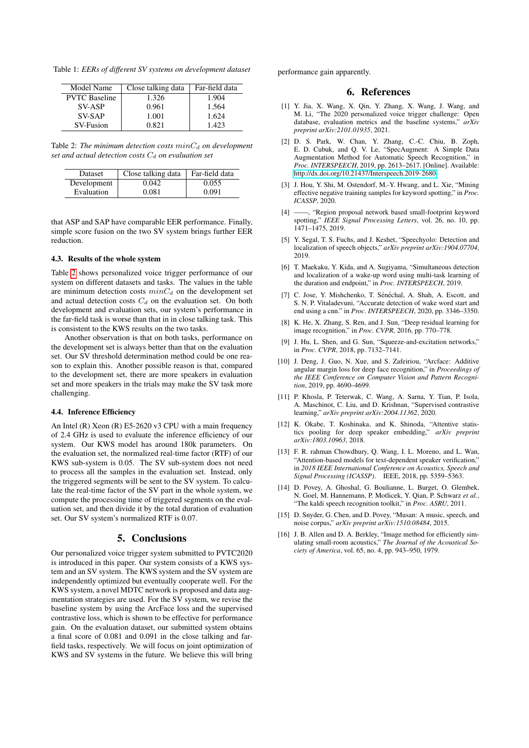Table 1: *EERs of different SV systems on development dataset*

| Model Name | Close talking data | Far-field data |
|---|---|---|
| PVTC Baseline | 1.326 | 1.904 |
| SV-ASP | 0.961 | 1.564 |
| SV-SAP | 1.001 | 1.624 |
| SV-Fusion | 0.821 | 1.423 |

Table 2: *The minimum detection costs $minC_d$ on development set and actual detection costs $C_d$ on evaluation set*

| Dataset | Close talking data | Far-field data |
|---|---|---|
| Development | 0.042 | 0.055 |
| Evaluation | 0.081 | 0.091 |

that ASP and SAP have comparable EER performance. Finally, simple score fusion on the two SV system brings further EER reduction.

### 4.3. Results of the whole system

Table 2 shows personalized voice trigger performance of our system on different datasets and tasks. The values in the table are minimum detection costs $minC_d$ on the development set and actual detection costs $C_d$ on the evaluation set. On both development and evaluation sets, our system's performance in the far-field task is worse than that in in close talking task. This is consistent to the KWS results on the two tasks.

Another observation is that on both tasks, performance on the development set is always better than that on the evaluation set. Our SV threshold determination method could be one reason to explain this. Another possible reason is that, compared to the development set, there are more speakers in evaluation set and more speakers in the trials may make the SV task more challenging.

### 4.4. Inference Efficiency

An Intel (R) Xeon (R) E5-2620 v3 CPU with a main frequency of 2.4 GHz is used to evaluate the inference efficiency of our system. Our KWS model has around 180k parameters. On the evaluation set, the normalized real-time factor (RTF) of our KWS sub-system is 0.05. The SV sub-system does not need to process all the samples in the evaluation set. Instead, only the triggered segments will be sent to the SV system. To calculate the real-time factor of the SV part in the whole system, we compute the processing time of triggered segments on the evaluation set, and then divide it by the total duration of evaluation set. Our SV system's normalized RTF is 0.07.

## 5. Conclusions

Our personalized voice trigger system submitted to PVTC2020 is introduced in this paper. Our system consists of a KWS system and an SV system. The KWS system and the SV system are independently optimized but eventually cooperate well. For the KWS system, a novel MDTC network is proposed and data augmentation strategies are used. For the SV system, we revise the baseline system by using the ArcFace loss and the supervised contrastive loss, which is shown to be effective for performance gain. On the evaluation dataset, our submitted system obtains a final score of 0.081 and 0.091 in the close talking and far-field tasks, respectively. We will focus on joint optimization of KWS and SV systems in the future. We believe this will bring performance gain apparently.

## 6. References

[1] Y. Jia, X. Wang, X. Qin, Y. Zhang, X. Wang, J. Wang, and M. Li, "The 2020 personalized voice trigger challenge: Open database, evaluation metrics and the baseline systems," *arXiv preprint arXiv:2101.01935*, 2021.

[2] D. S. Park, W. Chan, Y. Zhang, C.-C. Chiu, B. Zoph, E. D. Cubuk, and Q. V. Le, "SpecAugment: A Simple Data Augmentation Method for Automatic Speech Recognition," in *Proc. INTERSPEECH*, 2019, pp. 2613–2617. [Online]. Available: http://dx.doi.org/10.21437/Interspeech.2019-2680

[3] J. Hou, Y. Shi, M. Ostendorf, M.-Y. Hwang, and L. Xie, "Mining effective negative training samples for keyword spotting," in *Proc. ICASSP*, 2020.

[4] ——, "Region proposal network based small-footprint keyword spotting," *IEEE Signal Processing Letters*, vol. 26, no. 10, pp. 1471–1475, 2019.

[5] Y. Segal, T. S. Fuchs, and J. Keshet, "Speechyolo: Detection and localization of speech objects," *arXiv preprint arXiv:1904.07704*, 2019.

[6] T. Maekaku, Y. Kida, and A. Sugiyama, "Simultaneous detection and localization of a wake-up word using multi-task learning of the duration and endpoint," in *Proc. INTERSPEECH*, 2019.

[7] C. Jose, Y. Mishchenko, T. Sénéchal, A. Shah, A. Escott, and S. N. P. Vitaladevuni, "Accurate detection of wake word start and end using a cnn." in *Proc. INTERSPEECH*, 2020, pp. 3346–3350.

[8] K. He, X. Zhang, S. Ren, and J. Sun, "Deep residual learning for image recognition," in *Proc. CVPR*, 2016, pp. 770–778.

[9] J. Hu, L. Shen, and G. Sun, "Squeeze-and-excitation networks," in *Proc. CVPR*, 2018, pp. 7132–7141.

[10] J. Deng, J. Guo, N. Xue, and S. Zafeiriou, "Arcface: Additive angular margin loss for deep face recognition," in *Proceedings of the IEEE Conference on Computer Vision and Pattern Recognition*, 2019, pp. 4690–4699.

[11] P. Khosla, P. Teterwak, C. Wang, A. Sarna, Y. Tian, P. Isola, A. Maschinot, C. Liu, and D. Krishnan, "Supervised contrastive learning," *arXiv preprint arXiv:2004.11362*, 2020.

[12] K. Okabe, T. Koshinaka, and K. Shinoda, "Attentive statistics pooling for deep speaker embedding," *arXiv preprint arXiv:1803.10963*, 2018.

[13] F. R. rahman Chowdhury, Q. Wang, I. L. Moreno, and L. Wan, "Attention-based models for text-dependent speaker verification," in *2018 IEEE International Conference on Acoustics, Speech and Signal Processing (ICASSP)*. IEEE, 2018, pp. 5359–5363.

[14] D. Povey, A. Ghoshal, G. Boulianne, L. Burget, O. Glembek, N. Goel, M. Hannemann, P. Motlicek, Y. Qian, P. Schwarz *et al.*, "The kaldi speech recognition toolkit," in *Proc. ASRU*, 2011.

[15] D. Snyder, G. Chen, and D. Povey, "Musan: A music, speech, and noise corpus," *arXiv preprint arXiv:1510.08484*, 2015.

[16] J. B. Allen and D. A. Berkley, "Image method for efficiently simulating small-room acoustics," *The Journal of the Acoustical Society of America*, vol. 65, no. 4, pp. 943–950, 1979.